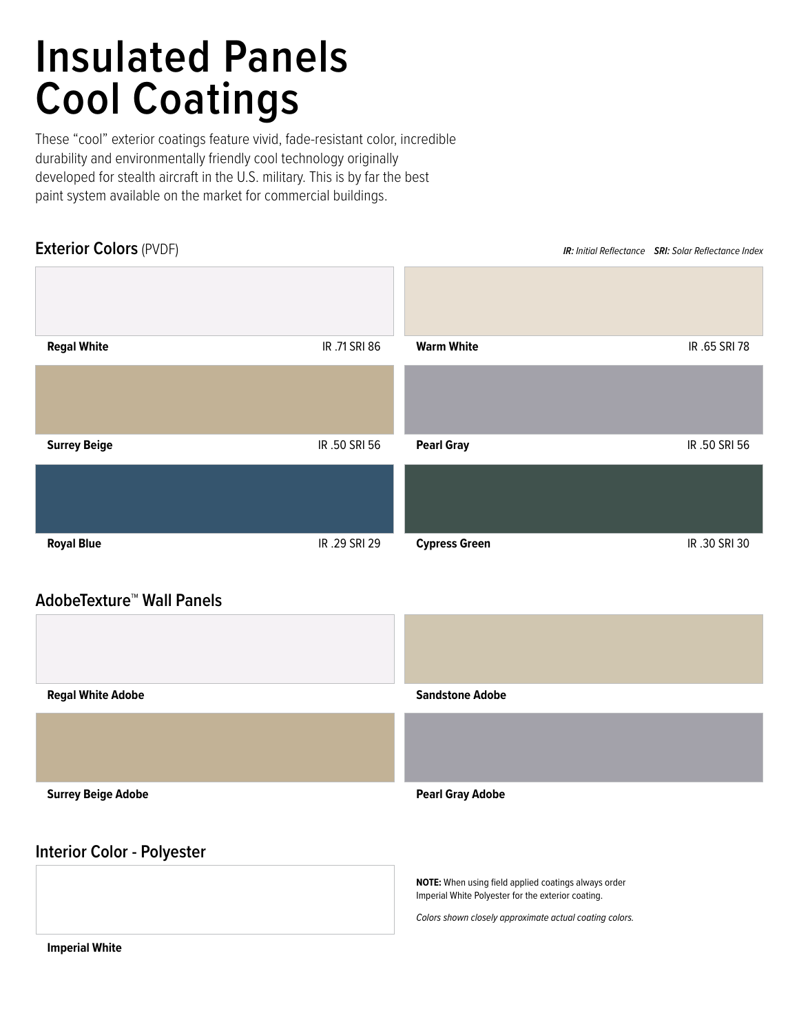# Insulated Panels Cool Coatings

These "cool" exterior coatings feature vivid, fade-resistant color, incredible durability and environmentally friendly cool technology originally developed for stealth aircraft in the U.S. military. This is by far the best paint system available on the market for commercial buildings.

## Exterior Colors (PVDF)

***IR:** Initial Reflectance* ***SRI:** Solar Reflectance Index*

**Regal White** IR .71 SRI 86

**Warm White** IR .65 SRI 78

**Surrey Beige** IR .50 SRI 56

**Pearl Gray** IR .50 SRI 56

**Royal Blue** IR .29 SRI 29

**Cypress Green** IR .30 SRI 30

## AdobeTexture™ Wall Panels

**Regal White Adobe**

**Sandstone Adobe**

**Surrey Beige Adobe**

**Pearl Gray Adobe**

## Interior Color - Polyester

**Imperial White**

**NOTE:** When using field applied coatings always order Imperial White Polyester for the exterior coating.

*Colors shown closely approximate actual coating colors.*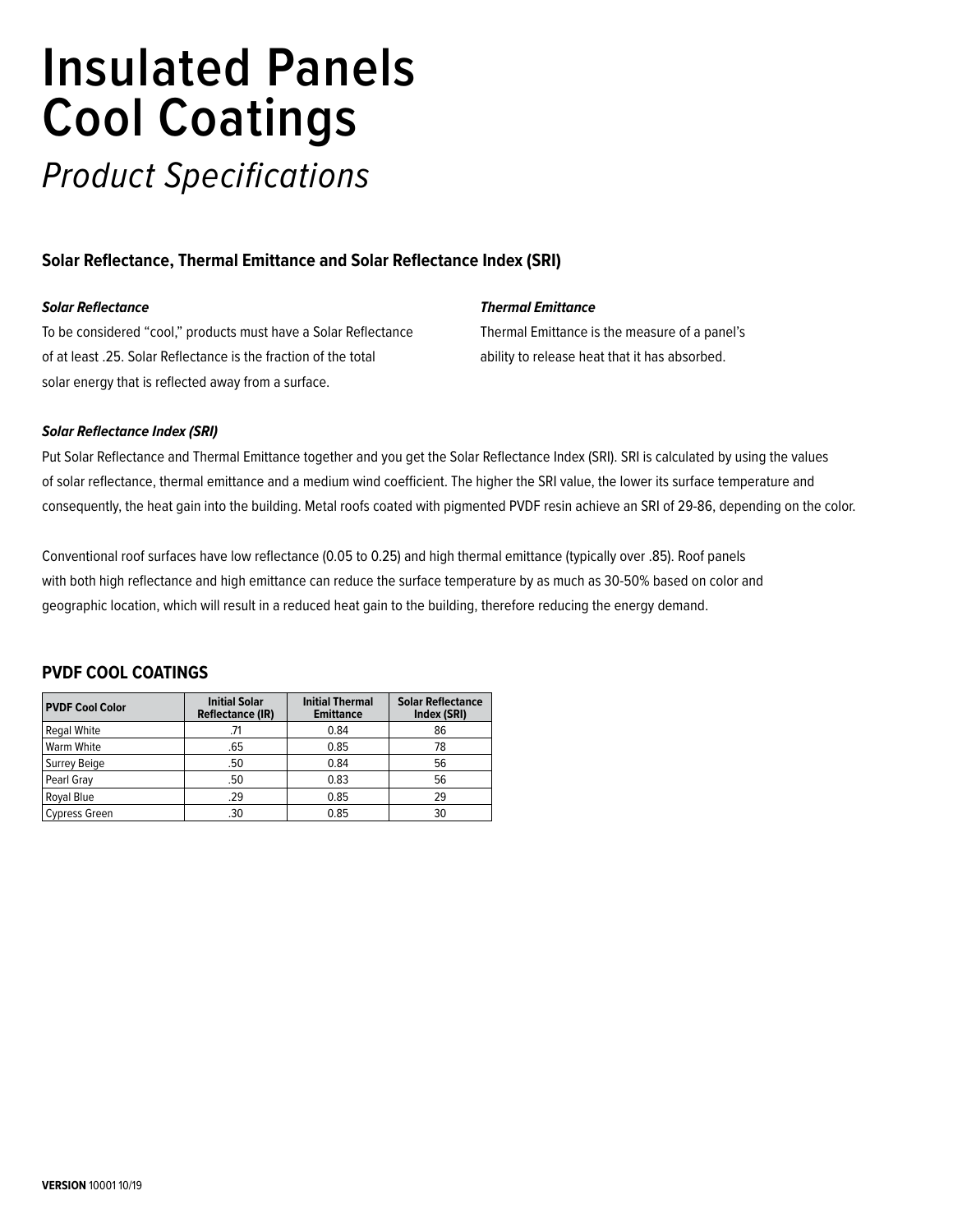# Insulated Panels Cool Coatings

*Product Specifications*

### Solar Reflectance, Thermal Emittance and Solar Reflectance Index (SRI)

***Solar Reflectance***

To be considered "cool," products must have a Solar Reflectance of at least .25. Solar Reflectance is the fraction of the total solar energy that is reflected away from a surface.

***Thermal Emittance***

Thermal Emittance is the measure of a panel's ability to release heat that it has absorbed.

***Solar Reflectance Index (SRI)***

Put Solar Reflectance and Thermal Emittance together and you get the Solar Reflectance Index (SRI). SRI is calculated by using the values of solar reflectance, thermal emittance and a medium wind coefficient. The higher the SRI value, the lower its surface temperature and consequently, the heat gain into the building. Metal roofs coated with pigmented PVDF resin achieve an SRI of 29-86, depending on the color.

Conventional roof surfaces have low reflectance (0.05 to 0.25) and high thermal emittance (typically over .85). Roof panels with both high reflectance and high emittance can reduce the surface temperature by as much as 30-50% based on color and geographic location, which will result in a reduced heat gain to the building, therefore reducing the energy demand.

## PVDF COOL COATINGS

| PVDF Cool Color | Initial Solar Reflectance (IR) | Initial Thermal Emittance | Solar Reflectance Index (SRI) |
|---|---|---|---|
| Regal White | .71 | 0.84 | 86 |
| Warm White | .65 | 0.85 | 78 |
| Surrey Beige | .50 | 0.84 | 56 |
| Pearl Gray | .50 | 0.83 | 56 |
| Royal Blue | .29 | 0.85 | 29 |
| Cypress Green | .30 | 0.85 | 30 |

**VERSION** 10001 10/19